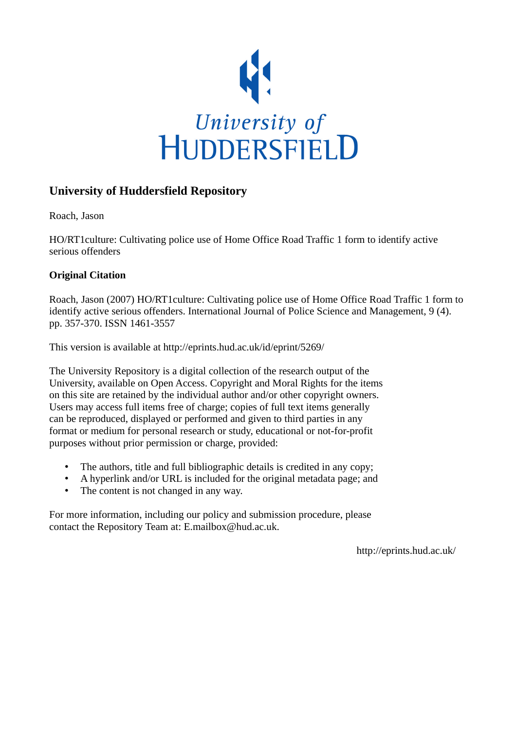University of HUDDERSFIELD

## University of Huddersfield Repository

Roach, Jason

HO/RT1culture: Cultivating police use of Home Office Road Traffic 1 form to identify active serious offenders

### Original Citation

Roach, Jason (2007) HO/RT1culture: Cultivating police use of Home Office Road Traffic 1 form to identify active serious offenders. International Journal of Police Science and Management, 9 (4). pp. 357-370. ISSN 1461-3557

This version is available at http://eprints.hud.ac.uk/id/eprint/5269/

The University Repository is a digital collection of the research output of the University, available on Open Access. Copyright and Moral Rights for the items on this site are retained by the individual author and/or other copyright owners. Users may access full items free of charge; copies of full text items generally can be reproduced, displayed or performed and given to third parties in any format or medium for personal research or study, educational or not-for-profit purposes without prior permission or charge, provided:

- The authors, title and full bibliographic details is credited in any copy;
- A hyperlink and/or URL is included for the original metadata page; and
- The content is not changed in any way.

For more information, including our policy and submission procedure, please contact the Repository Team at: E.mailbox@hud.ac.uk.

http://eprints.hud.ac.uk/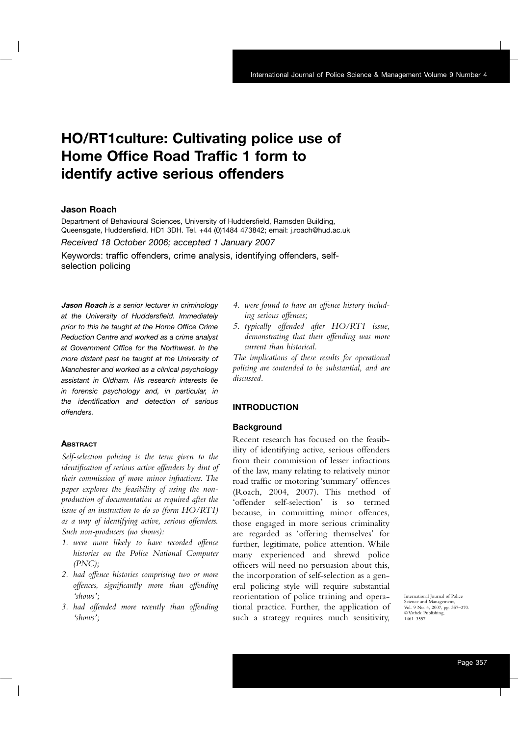# HO/RT1culture: Cultivating police use of Home Office Road Traffic 1 form to identify active serious offenders

## Jason Roach

Department of Behavioural Sciences, University of Huddersfield, Ramsden Building, Queensgate, Huddersfield, HD1 3DH. Tel. +44 (0)1484 473842; email: j.roach@hud.ac.uk

*Received 18 October 2006; accepted 1 January 2007*

Keywords: traffic offenders, crime analysis, identifying offenders, self-selection policing

***Jason Roach*** *is a senior lecturer in criminology at the University of Huddersfield. Immediately prior to this he taught at the Home Office Crime Reduction Centre and worked as a crime analyst at Government Office for the Northwest. In the more distant past he taught at the University of Manchester and worked as a clinical psychology assistant in Oldham. His research interests lie in forensic psychology and, in particular, in the identification and detection of serious offenders.*

### Abstract

*Self-selection policing is the term given to the identification of serious active offenders by dint of their commission of more minor infractions. The paper explores the feasibility of using the non-production of documentation as required after the issue of an instruction to do so (form HO/RT1) as a way of identifying active, serious offenders. Such non-producers (no shows):*

1. *were more likely to have recorded offence histories on the Police National Computer (PNC);*
2. *had offence histories comprising two or more offences, significantly more than offending 'shows';*
3. *had offended more recently than offending 'shows';*
4. *were found to have an offence history including serious offences;*
5. *typically offended after HO/RT1 issue, demonstrating that their offending was more current than historical.*

*The implications of these results for operational policing are contended to be substantial, and are discussed.*

## INTRODUCTION

### Background

Recent research has focused on the feasibility of identifying active, serious offenders from their commission of lesser infractions of the law, many relating to relatively minor road traffic or motoring 'summary' offences (Roach, 2004, 2007). This method of 'offender self-selection' is so termed because, in committing minor offences, those engaged in more serious criminality are regarded as 'offering themselves' for further, legitimate, police attention. While many experienced and shrewd police officers will need no persuasion about this, the incorporation of self-selection as a general policing style will require substantial reorientation of police training and operational practice. Further, the application of such a strategy requires much sensitivity,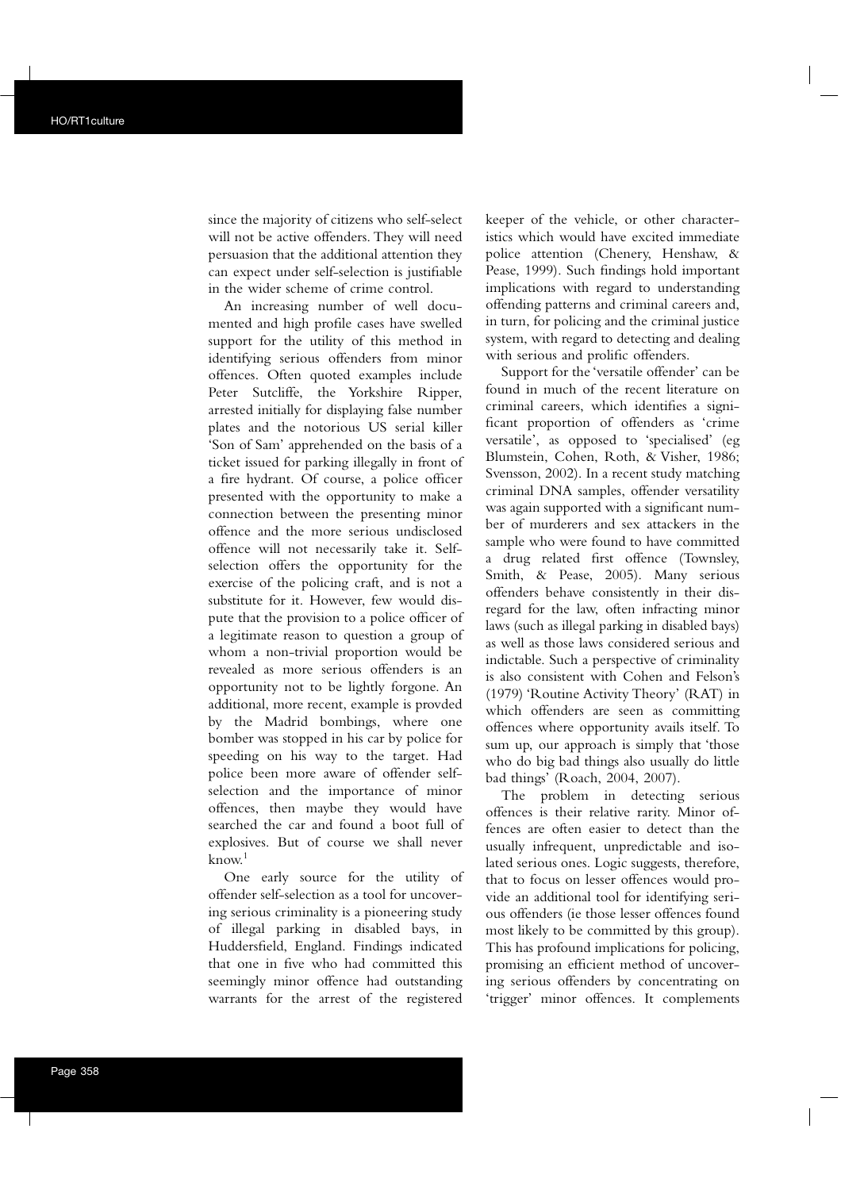since the majority of citizens who self-select will not be active offenders. They will need persuasion that the additional attention they can expect under self-selection is justifiable in the wider scheme of crime control.

An increasing number of well documented and high profile cases have swelled support for the utility of this method in identifying serious offenders from minor offences. Often quoted examples include Peter Sutcliffe, the Yorkshire Ripper, arrested initially for displaying false number plates and the notorious US serial killer 'Son of Sam' apprehended on the basis of a ticket issued for parking illegally in front of a fire hydrant. Of course, a police officer presented with the opportunity to make a connection between the presenting minor offence and the more serious undisclosed offence will not necessarily take it. Self-selection offers the opportunity for the exercise of the policing craft, and is not a substitute for it. However, few would dispute that the provision to a police officer of a legitimate reason to question a group of whom a non-trivial proportion would be revealed as more serious offenders is an opportunity not to be lightly forgone. An additional, more recent, example is provded by the Madrid bombings, where one bomber was stopped in his car by police for speeding on his way to the target. Had police been more aware of offender self-selection and the importance of minor offences, then maybe they would have searched the car and found a boot full of explosives. But of course we shall never know.[1]

One early source for the utility of offender self-selection as a tool for uncovering serious criminality is a pioneering study of illegal parking in disabled bays, in Huddersfield, England. Findings indicated that one in five who had committed this seemingly minor offence had outstanding warrants for the arrest of the registered keeper of the vehicle, or other characteristics which would have excited immediate police attention (Chenery, Henshaw, & Pease, 1999). Such findings hold important implications with regard to understanding offending patterns and criminal careers and, in turn, for policing and the criminal justice system, with regard to detecting and dealing with serious and prolific offenders.

Support for the 'versatile offender' can be found in much of the recent literature on criminal careers, which identifies a significant proportion of offenders as 'crime versatile', as opposed to 'specialised' (eg Blumstein, Cohen, Roth, & Visher, 1986; Svensson, 2002). In a recent study matching criminal DNA samples, offender versatility was again supported with a significant number of murderers and sex attackers in the sample who were found to have committed a drug related first offence (Townsley, Smith, & Pease, 2005). Many serious offenders behave consistently in their disregard for the law, often infracting minor laws (such as illegal parking in disabled bays) as well as those laws considered serious and indictable. Such a perspective of criminality is also consistent with Cohen and Felson's (1979) 'Routine Activity Theory' (RAT) in which offenders are seen as committing offences where opportunity avails itself. To sum up, our approach is simply that 'those who do big bad things also usually do little bad things' (Roach, 2004, 2007).

The problem in detecting serious offences is their relative rarity. Minor offences are often easier to detect than the usually infrequent, unpredictable and isolated serious ones. Logic suggests, therefore, that to focus on lesser offences would provide an additional tool for identifying serious offenders (ie those lesser offences found most likely to be committed by this group). This has profound implications for policing, promising an efficient method of uncovering serious offenders by concentrating on 'trigger' minor offences. It complements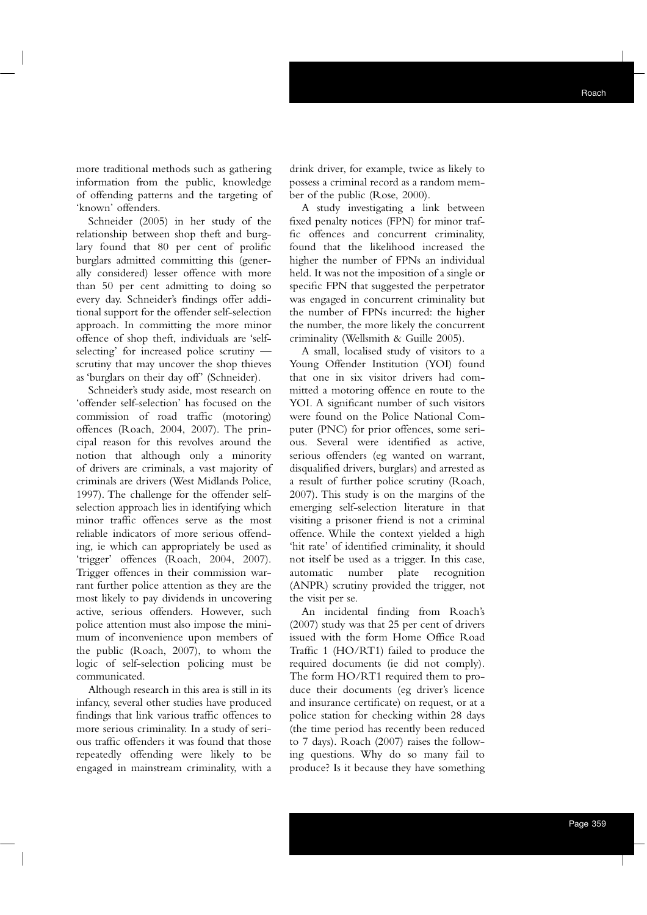more traditional methods such as gathering information from the public, knowledge of offending patterns and the targeting of 'known' offenders.

Schneider (2005) in her study of the relationship between shop theft and burglary found that 80 per cent of prolific burglars admitted committing this (generally considered) lesser offence with more than 50 per cent admitting to doing so every day. Schneider's findings offer additional support for the offender self-selection approach. In committing the more minor offence of shop theft, individuals are 'self-selecting' for increased police scrutiny — scrutiny that may uncover the shop thieves as 'burglars on their day off' (Schneider).

Schneider's study aside, most research on 'offender self-selection' has focused on the commission of road traffic (motoring) offences (Roach, 2004, 2007). The principal reason for this revolves around the notion that although only a minority of drivers are criminals, a vast majority of criminals are drivers (West Midlands Police, 1997). The challenge for the offender self-selection approach lies in identifying which minor traffic offences serve as the most reliable indicators of more serious offending, ie which can appropriately be used as 'trigger' offences (Roach, 2004, 2007). Trigger offences in their commission warrant further police attention as they are the most likely to pay dividends in uncovering active, serious offenders. However, such police attention must also impose the minimum of inconvenience upon members of the public (Roach, 2007), to whom the logic of self-selection policing must be communicated.

Although research in this area is still in its infancy, several other studies have produced findings that link various traffic offences to more serious criminality. In a study of serious traffic offenders it was found that those repeatedly offending were likely to be engaged in mainstream criminality, with a drink driver, for example, twice as likely to possess a criminal record as a random member of the public (Rose, 2000).

A study investigating a link between fixed penalty notices (FPN) for minor traffic offences and concurrent criminality, found that the likelihood increased the higher the number of FPNs an individual held. It was not the imposition of a single or specific FPN that suggested the perpetrator was engaged in concurrent criminality but the number of FPNs incurred: the higher the number, the more likely the concurrent criminality (Wellsmith & Guille 2005).

A small, localised study of visitors to a Young Offender Institution (YOI) found that one in six visitor drivers had committed a motoring offence en route to the YOI. A significant number of such visitors were found on the Police National Computer (PNC) for prior offences, some serious. Several were identified as active, serious offenders (eg wanted on warrant, disqualified drivers, burglars) and arrested as a result of further police scrutiny (Roach, 2007). This study is on the margins of the emerging self-selection literature in that visiting a prisoner friend is not a criminal offence. While the context yielded a high 'hit rate' of identified criminality, it should not itself be used as a trigger. In this case, automatic number plate recognition (ANPR) scrutiny provided the trigger, not the visit per se.

An incidental finding from Roach's (2007) study was that 25 per cent of drivers issued with the form Home Office Road Traffic 1 (HO/RT1) failed to produce the required documents (ie did not comply). The form HO/RT1 required them to produce their documents (eg driver's licence and insurance certificate) on request, or at a police station for checking within 28 days (the time period has recently been reduced to 7 days). Roach (2007) raises the following questions. Why do so many fail to produce? Is it because they have something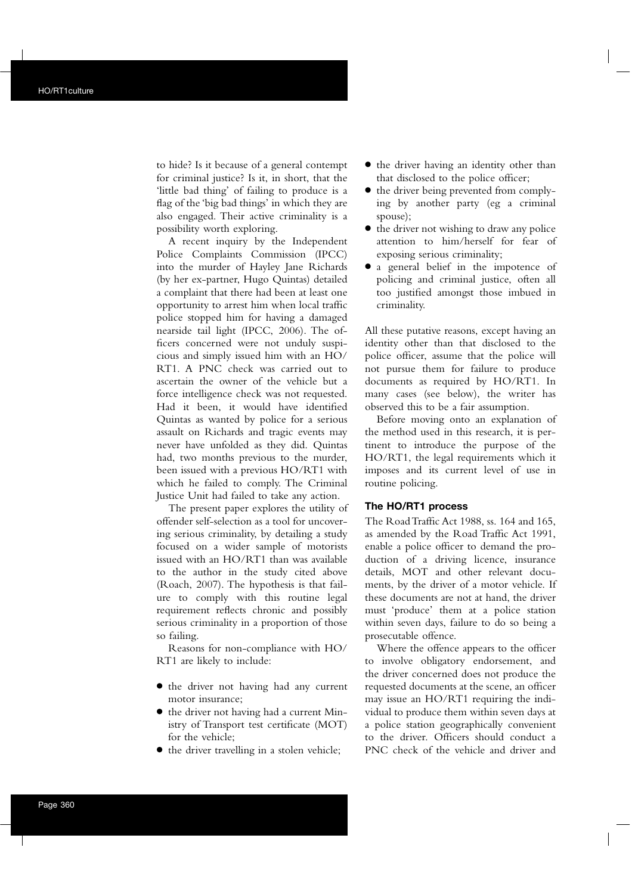to hide? Is it because of a general contempt for criminal justice? Is it, in short, that the 'little bad thing' of failing to produce is a flag of the 'big bad things' in which they are also engaged. Their active criminality is a possibility worth exploring.

A recent inquiry by the Independent Police Complaints Commission (IPCC) into the murder of Hayley Jane Richards (by her ex-partner, Hugo Quintas) detailed a complaint that there had been at least one opportunity to arrest him when local traffic police stopped him for having a damaged nearside tail light (IPCC, 2006). The officers concerned were not unduly suspicious and simply issued him with an HO/RT1. A PNC check was carried out to ascertain the owner of the vehicle but a force intelligence check was not requested. Had it been, it would have identified Quintas as wanted by police for a serious assault on Richards and tragic events may never have unfolded as they did. Quintas had, two months previous to the murder, been issued with a previous HO/RT1 with which he failed to comply. The Criminal Justice Unit had failed to take any action.

The present paper explores the utility of offender self-selection as a tool for uncovering serious criminality, by detailing a study focused on a wider sample of motorists issued with an HO/RT1 than was available to the author in the study cited above (Roach, 2007). The hypothesis is that failure to comply with this routine legal requirement reflects chronic and possibly serious criminality in a proportion of those so failing.

Reasons for non-compliance with HO/RT1 are likely to include:

- the driver not having had any current motor insurance;
- the driver not having had a current Ministry of Transport test certificate (MOT) for the vehicle;
- the driver travelling in a stolen vehicle;
- the driver having an identity other than that disclosed to the police officer;
- the driver being prevented from complying by another party (eg a criminal spouse);
- the driver not wishing to draw any police attention to him/herself for fear of exposing serious criminality;
- a general belief in the impotence of policing and criminal justice, often all too justified amongst those imbued in criminality.

All these putative reasons, except having an identity other than that disclosed to the police officer, assume that the police will not pursue them for failure to produce documents as required by HO/RT1. In many cases (see below), the writer has observed this to be a fair assumption.

Before moving onto an explanation of the method used in this research, it is pertinent to introduce the purpose of the HO/RT1, the legal requirements which it imposes and its current level of use in routine policing.

### The HO/RT1 process

The Road Traffic Act 1988, ss. 164 and 165, as amended by the Road Traffic Act 1991, enable a police officer to demand the production of a driving licence, insurance details, MOT and other relevant documents, by the driver of a motor vehicle. If these documents are not at hand, the driver must 'produce' them at a police station within seven days, failure to do so being a prosecutable offence.

Where the offence appears to the officer to involve obligatory endorsement, and the driver concerned does not produce the requested documents at the scene, an officer may issue an HO/RT1 requiring the individual to produce them within seven days at a police station geographically convenient to the driver. Officers should conduct a PNC check of the vehicle and driver and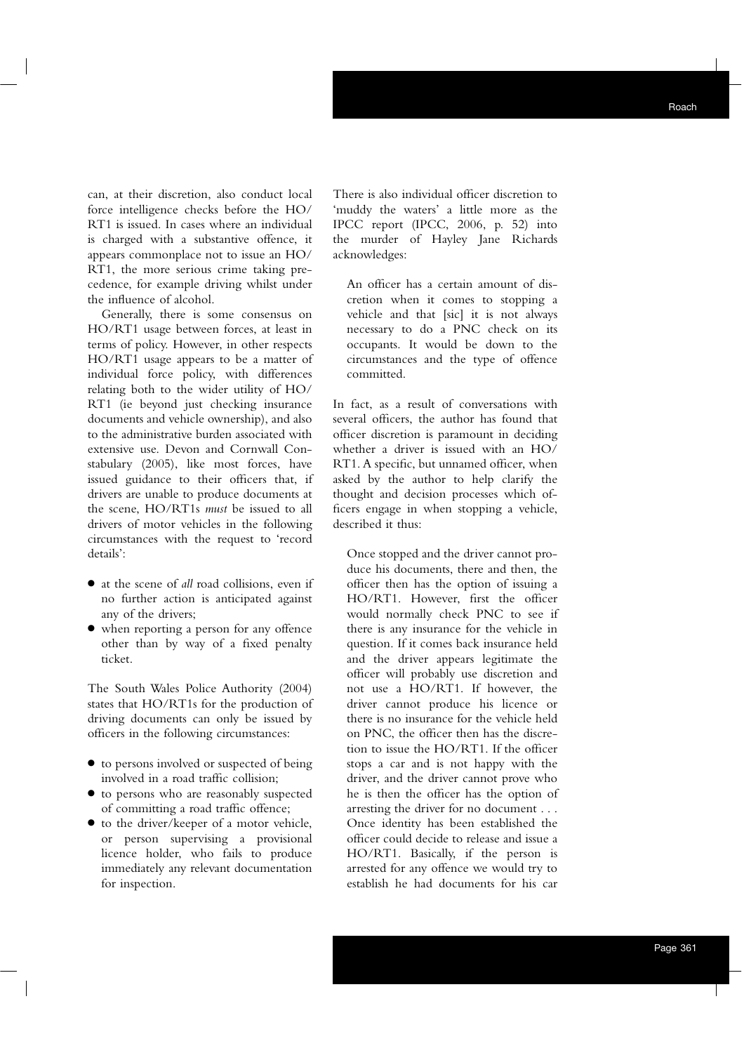can, at their discretion, also conduct local force intelligence checks before the HO/RT1 is issued. In cases where an individual is charged with a substantive offence, it appears commonplace not to issue an HO/RT1, the more serious crime taking precedence, for example driving whilst under the influence of alcohol.

Generally, there is some consensus on HO/RT1 usage between forces, at least in terms of policy. However, in other respects HO/RT1 usage appears to be a matter of individual force policy, with differences relating both to the wider utility of HO/RT1 (ie beyond just checking insurance documents and vehicle ownership), and also to the administrative burden associated with extensive use. Devon and Cornwall Constabulary (2005), like most forces, have issued guidance to their officers that, if drivers are unable to produce documents at the scene, HO/RT1s *must* be issued to all drivers of motor vehicles in the following circumstances with the request to 'record details':

- at the scene of *all* road collisions, even if no further action is anticipated against any of the drivers;
- when reporting a person for any offence other than by way of a fixed penalty ticket.

The South Wales Police Authority (2004) states that HO/RT1s for the production of driving documents can only be issued by officers in the following circumstances:

- to persons involved or suspected of being involved in a road traffic collision;
- to persons who are reasonably suspected of committing a road traffic offence;
- to the driver/keeper of a motor vehicle, or person supervising a provisional licence holder, who fails to produce immediately any relevant documentation for inspection.

There is also individual officer discretion to 'muddy the waters' a little more as the IPCC report (IPCC, 2006, p. 52) into the murder of Hayley Jane Richards acknowledges:

> An officer has a certain amount of discretion when it comes to stopping a vehicle and that [sic] it is not always necessary to do a PNC check on its occupants. It would be down to the circumstances and the type of offence committed.

In fact, as a result of conversations with several officers, the author has found that officer discretion is paramount in deciding whether a driver is issued with an HO/RT1. A specific, but unnamed officer, when asked by the author to help clarify the thought and decision processes which officers engage in when stopping a vehicle, described it thus:

> Once stopped and the driver cannot produce his documents, there and then, the officer then has the option of issuing a HO/RT1. However, first the officer would normally check PNC to see if there is any insurance for the vehicle in question. If it comes back insurance held and the driver appears legitimate the officer will probably use discretion and not use a HO/RT1. If however, the driver cannot produce his licence or there is no insurance for the vehicle held on PNC, the officer then has the discretion to issue the HO/RT1. If the officer stops a car and is not happy with the driver, and the driver cannot prove who he is then the officer has the option of arresting the driver for no document . . . Once identity has been established the officer could decide to release and issue a HO/RT1. Basically, if the person is arrested for any offence we would try to establish he had documents for his car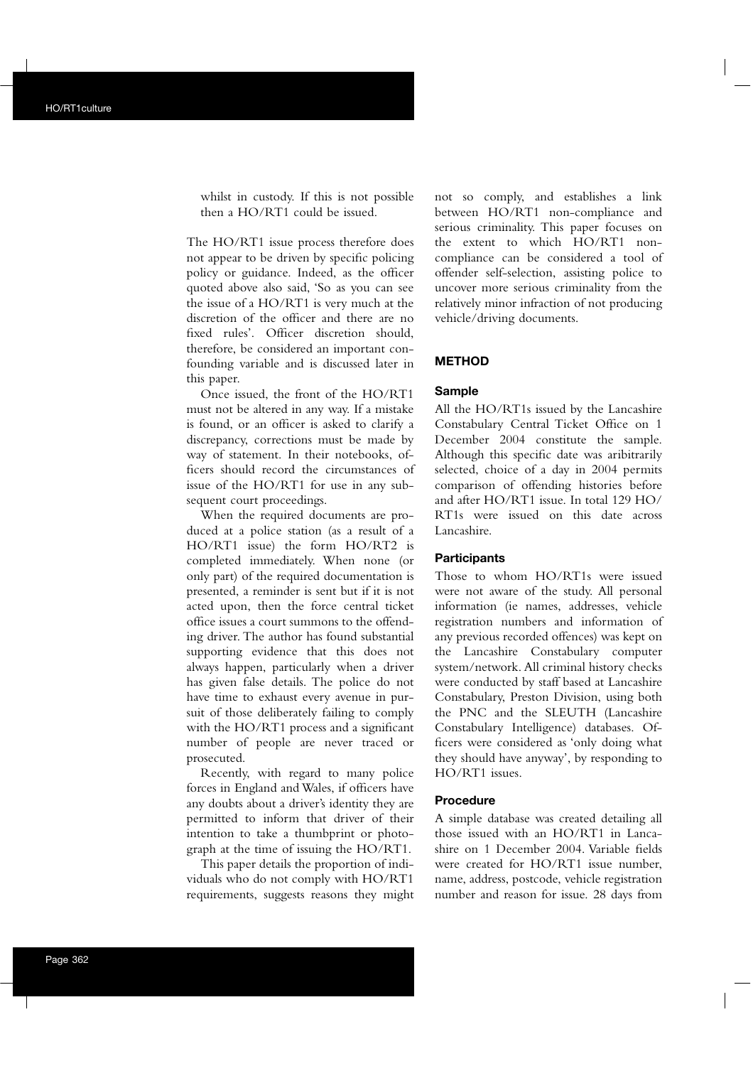whilst in custody. If this is not possible then a HO/RT1 could be issued.

The HO/RT1 issue process therefore does not appear to be driven by specific policing policy or guidance. Indeed, as the officer quoted above also said, 'So as you can see the issue of a HO/RT1 is very much at the discretion of the officer and there are no fixed rules'. Officer discretion should, therefore, be considered an important confounding variable and is discussed later in this paper.

Once issued, the front of the HO/RT1 must not be altered in any way. If a mistake is found, or an officer is asked to clarify a discrepancy, corrections must be made by way of statement. In their notebooks, officers should record the circumstances of issue of the HO/RT1 for use in any subsequent court proceedings.

When the required documents are produced at a police station (as a result of a HO/RT1 issue) the form HO/RT2 is completed immediately. When none (or only part) of the required documentation is presented, a reminder is sent but if it is not acted upon, then the force central ticket office issues a court summons to the offending driver. The author has found substantial supporting evidence that this does not always happen, particularly when a driver has given false details. The police do not have time to exhaust every avenue in pursuit of those deliberately failing to comply with the HO/RT1 process and a significant number of people are never traced or prosecuted.

Recently, with regard to many police forces in England and Wales, if officers have any doubts about a driver's identity they are permitted to inform that driver of their intention to take a thumbprint or photograph at the time of issuing the HO/RT1.

This paper details the proportion of individuals who do not comply with HO/RT1 requirements, suggests reasons they might not so comply, and establishes a link between HO/RT1 non-compliance and serious criminality. This paper focuses on the extent to which HO/RT1 non-compliance can be considered a tool of offender self-selection, assisting police to uncover more serious criminality from the relatively minor infraction of not producing vehicle/driving documents.

## METHOD

### Sample

All the HO/RT1s issued by the Lancashire Constabulary Central Ticket Office on 1 December 2004 constitute the sample. Although this specific date was aribitrarily selected, choice of a day in 2004 permits comparison of offending histories before and after HO/RT1 issue. In total 129 HO/RT1s were issued on this date across Lancashire.

### Participants

Those to whom HO/RT1s were issued were not aware of the study. All personal information (ie names, addresses, vehicle registration numbers and information of any previous recorded offences) was kept on the Lancashire Constabulary computer system/network. All criminal history checks were conducted by staff based at Lancashire Constabulary, Preston Division, using both the PNC and the SLEUTH (Lancashire Constabulary Intelligence) databases. Officers were considered as 'only doing what they should have anyway', by responding to HO/RT1 issues.

### Procedure

A simple database was created detailing all those issued with an HO/RT1 in Lancashire on 1 December 2004. Variable fields were created for HO/RT1 issue number, name, address, postcode, vehicle registration number and reason for issue. 28 days from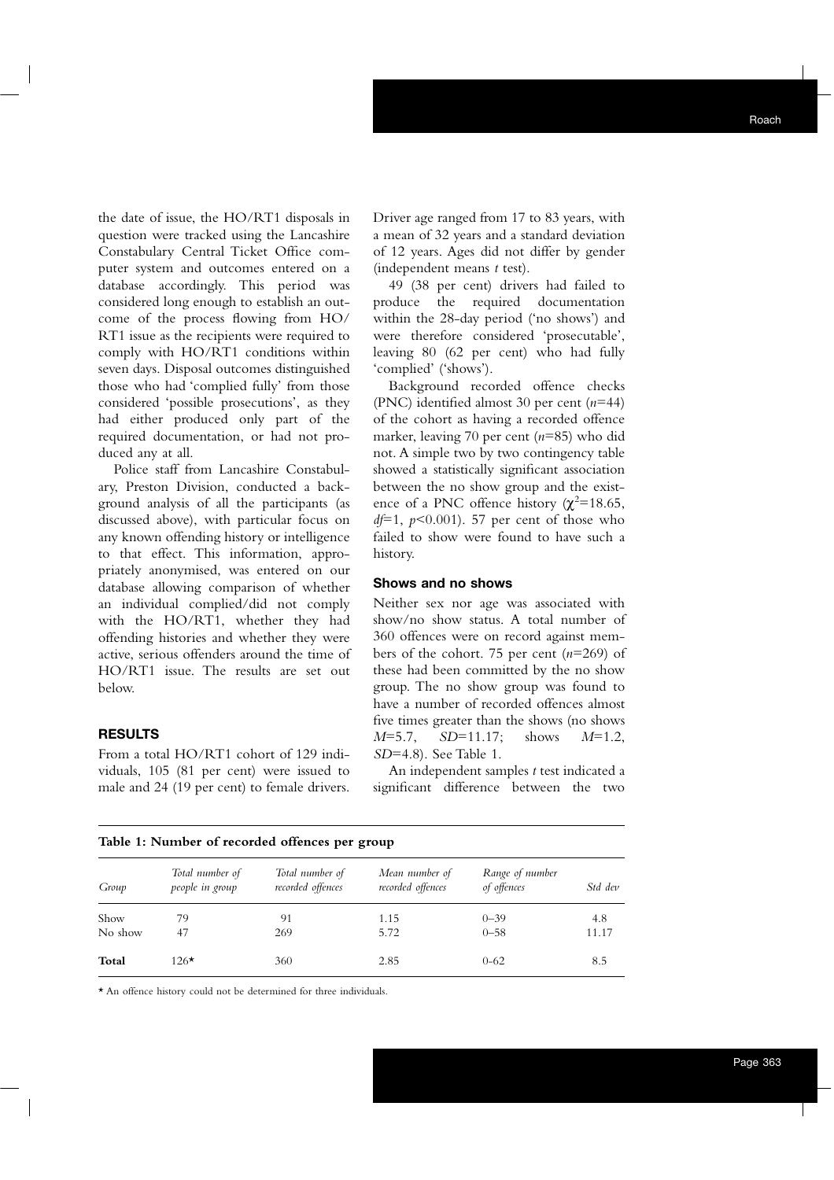the date of issue, the HO/RT1 disposals in question were tracked using the Lancashire Constabulary Central Ticket Office computer system and outcomes entered on a database accordingly. This period was considered long enough to establish an outcome of the process flowing from HO/RT1 issue as the recipients were required to comply with HO/RT1 conditions within seven days. Disposal outcomes distinguished those who had 'complied fully' from those considered 'possible prosecutions', as they had either produced only part of the required documentation, or had not produced any at all.

Police staff from Lancashire Constabulary, Preston Division, conducted a background analysis of all the participants (as discussed above), with particular focus on any known offending history or intelligence to that effect. This information, appropriately anonymised, was entered on our database allowing comparison of whether an individual complied/did not comply with the HO/RT1, whether they had offending histories and whether they were active, serious offenders around the time of HO/RT1 issue. The results are set out below.

## RESULTS

From a total HO/RT1 cohort of 129 individuals, 105 (81 per cent) were issued to male and 24 (19 per cent) to female drivers. Driver age ranged from 17 to 83 years, with a mean of 32 years and a standard deviation of 12 years. Ages did not differ by gender (independent means *t* test).

49 (38 per cent) drivers had failed to produce the required documentation within the 28-day period ('no shows') and were therefore considered 'prosecutable', leaving 80 (62 per cent) who had fully 'complied' ('shows').

Background recorded offence checks (PNC) identified almost 30 per cent ($n$=44) of the cohort as having a recorded offence marker, leaving 70 per cent ($n$=85) who did not. A simple two by two contingency table showed a statistically significant association between the no show group and the existence of a PNC offence history ($\chi^2$=18.65, $df$=1, $p$<0.001). 57 per cent of those who failed to show were found to have such a history.

### Shows and no shows

Neither sex nor age was associated with show/no show status. A total number of 360 offences were on record against members of the cohort. 75 per cent ($n$=269) of these had been committed by the no show group. The no show group was found to have a number of recorded offences almost five times greater than the shows (no shows $M$=5.7, $SD$=11.17; shows $M$=1.2, $SD$=4.8). See Table 1.

An independent samples *t* test indicated a significant difference between the two

**Table 1: Number of recorded offences per group**

| Group | Total number of people in group | Total number of recorded offences | Mean number of recorded offences | Range of number of offences | Std dev |
|---|---|---|---|---|---|
| Show | 79 | 91 | 1.15 | 0–39 | 4.8 |
| No show | 47 | 269 | 5.72 | 0–58 | 11.17 |
| **Total** | 126* | 360 | 2.85 | 0-62 | 8.5 |

* An offence history could not be determined for three individuals.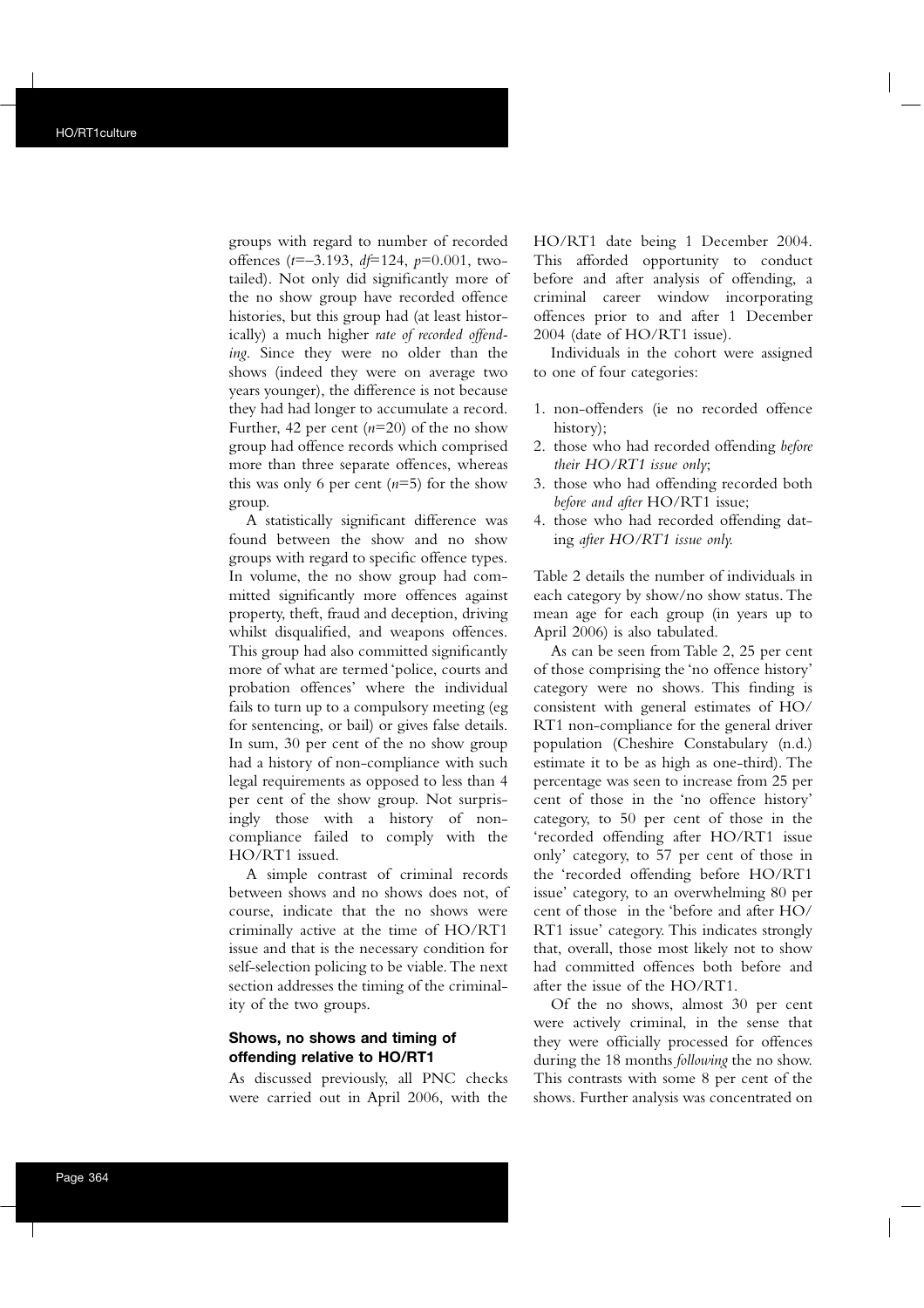groups with regard to number of recorded offences ($t$=–3.193, $df$=124, $p$=0.001, two-tailed). Not only did significantly more of the no show group have recorded offence histories, but this group had (at least historically) a much higher *rate of recorded offending*. Since they were no older than the shows (indeed they were on average two years younger), the difference is not because they had had longer to accumulate a record. Further, 42 per cent ($n$=20) of the no show group had offence records which comprised more than three separate offences, whereas this was only 6 per cent ($n$=5) for the show group.

A statistically significant difference was found between the show and no show groups with regard to specific offence types. In volume, the no show group had committed significantly more offences against property, theft, fraud and deception, driving whilst disqualified, and weapons offences. This group had also committed significantly more of what are termed 'police, courts and probation offences' where the individual fails to turn up to a compulsory meeting (eg for sentencing, or bail) or gives false details. In sum, 30 per cent of the no show group had a history of non-compliance with such legal requirements as opposed to less than 4 per cent of the show group. Not surprisingly those with a history of non-compliance failed to comply with the HO/RT1 issued.

A simple contrast of criminal records between shows and no shows does not, of course, indicate that the no shows were criminally active at the time of HO/RT1 issue and that is the necessary condition for self-selection policing to be viable. The next section addresses the timing of the criminality of the two groups.

### Shows, no shows and timing of offending relative to HO/RT1

As discussed previously, all PNC checks were carried out in April 2006, with the HO/RT1 date being 1 December 2004. This afforded opportunity to conduct before and after analysis of offending, a criminal career window incorporating offences prior to and after 1 December 2004 (date of HO/RT1 issue).

Individuals in the cohort were assigned to one of four categories:

1. non-offenders (ie no recorded offence history);
2. those who had recorded offending *before their HO/RT1 issue only*;
3. those who had offending recorded both *before and after* HO/RT1 issue;
4. those who had recorded offending dating *after HO/RT1 issue only.*

Table 2 details the number of individuals in each category by show/no show status. The mean age for each group (in years up to April 2006) is also tabulated.

As can be seen from Table 2, 25 per cent of those comprising the 'no offence history' category were no shows. This finding is consistent with general estimates of HO/RT1 non-compliance for the general driver population (Cheshire Constabulary (n.d.) estimate it to be as high as one-third). The percentage was seen to increase from 25 per cent of those in the 'no offence history' category, to 50 per cent of those in the 'recorded offending after HO/RT1 issue only' category, to 57 per cent of those in the 'recorded offending before HO/RT1 issue' category, to an overwhelming 80 per cent of those in the 'before and after HO/RT1 issue' category. This indicates strongly that, overall, those most likely not to show had committed offences both before and after the issue of the HO/RT1.

Of the no shows, almost 30 per cent were actively criminal, in the sense that they were officially processed for offences during the 18 months *following* the no show. This contrasts with some 8 per cent of the shows. Further analysis was concentrated on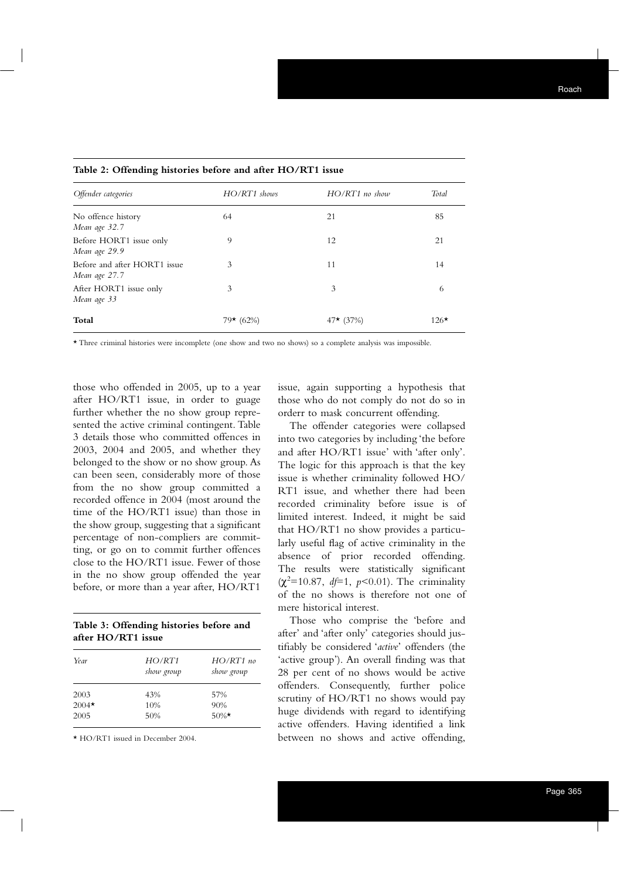**Table 2: Offending histories before and after HO/RT1 issue**

| *Offender categories* | *HO/RT1 shows* | *HO/RT1 no show* | *Total* |
|---|---|---|---|
| No offence history *Mean age 32.7* | 64 | 21 | 85 |
| Before HORT1 issue only *Mean age 29.9* | 9 | 12 | 21 |
| Before and after HORT1 issue *Mean age 27.7* | 3 | 11 | 14 |
| After HORT1 issue only *Mean age 33* | 3 | 3 | 6 |
| **Total** | 79* (62%) | 47* (37%) | 126* |

* Three criminal histories were incomplete (one show and two no shows) so a complete analysis was impossible.

those who offended in 2005, up to a year after HO/RT1 issue, in order to guage further whether the no show group represented the active criminal contingent. Table 3 details those who committed offences in 2003, 2004 and 2005, and whether they belonged to the show or no show group. As can been seen, considerably more of those from the no show group committed a recorded offence in 2004 (most around the time of the HO/RT1 issue) than those in the show group, suggesting that a significant percentage of non-compliers are committing, or go on to commit further offences close to the HO/RT1 issue. Fewer of those in the no show group offended the year before, or more than a year after, HO/RT1 issue, again supporting a hypothesis that those who do not comply do not do so in orderr to mask concurrent offending.

**Table 3: Offending histories before and after HO/RT1 issue**

| *Year* | *HO/RT1 show group* | *HO/RT1 no show group* |
|---|---|---|
| 2003 | 43% | 57% |
| 2004* | 10% | 90% |
| 2005 | 50% | 50%* |

* HO/RT1 issued in December 2004.

The offender categories were collapsed into two categories by including 'the before and after HO/RT1 issue' with 'after only'. The logic for this approach is that the key issue is whether criminality followed HO/RT1 issue, and whether there had been recorded criminality before issue is of limited interest. Indeed, it might be said that HO/RT1 no show provides a particularly useful flag of active criminality in the absence of prior recorded offending. The results were statistically significant ($\chi^2$=10.87, *df*=1, $p$<0.01). The criminality of the no shows is therefore not one of mere historical interest.

Those who comprise the 'before and after' and 'after only' categories should justifiably be considered '*active*' offenders (the 'active group'). An overall finding was that 28 per cent of no shows would be active offenders. Consequently, further police scrutiny of HO/RT1 no shows would pay huge dividends with regard to identifying active offenders. Having identified a link between no shows and active offending,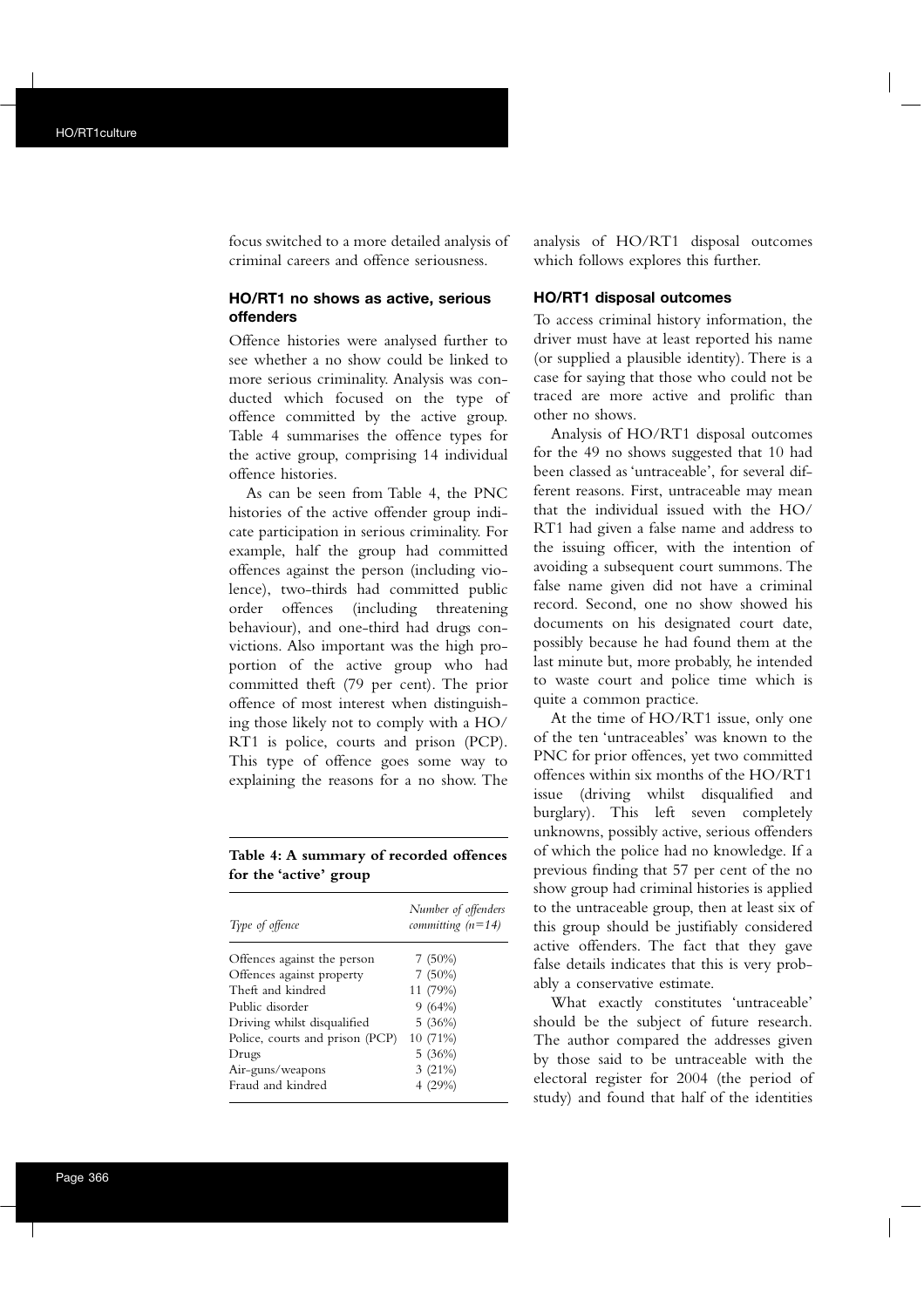focus switched to a more detailed analysis of criminal careers and offence seriousness.

### HO/RT1 no shows as active, serious offenders

Offence histories were analysed further to see whether a no show could be linked to more serious criminality. Analysis was conducted which focused on the type of offence committed by the active group. Table 4 summarises the offence types for the active group, comprising 14 individual offence histories.

As can be seen from Table 4, the PNC histories of the active offender group indicate participation in serious criminality. For example, half the group had committed offences against the person (including violence), two-thirds had committed public order offences (including threatening behaviour), and one-third had drugs convictions. Also important was the high proportion of the active group who had committed theft (79 per cent). The prior offence of most interest when distinguishing those likely not to comply with a HO/RT1 is police, courts and prison (PCP). This type of offence goes some way to explaining the reasons for a no show. The analysis of HO/RT1 disposal outcomes which follows explores this further.

**Table 4: A summary of recorded offences for the 'active' group**

| *Type of offence* | *Number of offenders committing (n=14)* |
|---|---|
| Offences against the person | 7 (50%) |
| Offences against property | 7 (50%) |
| Theft and kindred | 11 (79%) |
| Public disorder | 9 (64%) |
| Driving whilst disqualified | 5 (36%) |
| Police, courts and prison (PCP) | 10 (71%) |
| Drugs | 5 (36%) |
| Air-guns/weapons | 3 (21%) |
| Fraud and kindred | 4 (29%) |

### HO/RT1 disposal outcomes

To access criminal history information, the driver must have at least reported his name (or supplied a plausible identity). There is a case for saying that those who could not be traced are more active and prolific than other no shows.

Analysis of HO/RT1 disposal outcomes for the 49 no shows suggested that 10 had been classed as 'untraceable', for several different reasons. First, untraceable may mean that the individual issued with the HO/RT1 had given a false name and address to the issuing officer, with the intention of avoiding a subsequent court summons. The false name given did not have a criminal record. Second, one no show showed his documents on his designated court date, possibly because he had found them at the last minute but, more probably, he intended to waste court and police time which is quite a common practice.

At the time of HO/RT1 issue, only one of the ten 'untraceables' was known to the PNC for prior offences, yet two committed offences within six months of the HO/RT1 issue (driving whilst disqualified and burglary). This left seven completely unknowns, possibly active, serious offenders of which the police had no knowledge. If a previous finding that 57 per cent of the no show group had criminal histories is applied to the untraceable group, then at least six of this group should be justifiably considered active offenders. The fact that they gave false details indicates that this is very probably a conservative estimate.

What exactly constitutes 'untraceable' should be the subject of future research. The author compared the addresses given by those said to be untraceable with the electoral register for 2004 (the period of study) and found that half of the identities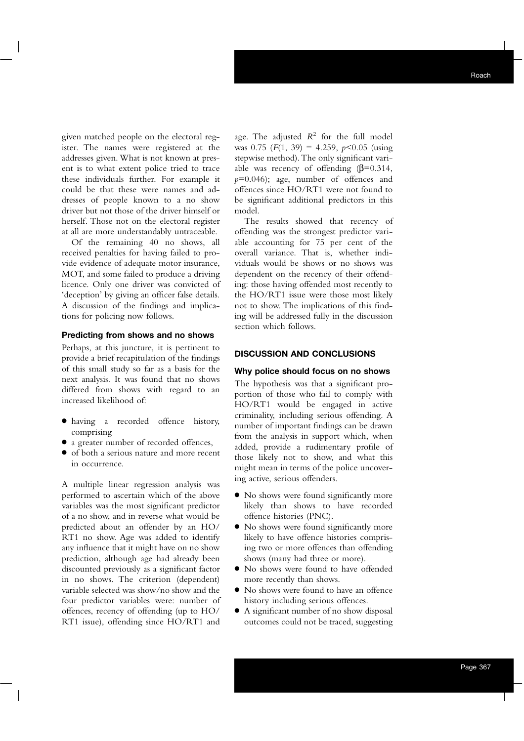given matched people on the electoral register. The names were registered at the addresses given. What is not known at present is to what extent police tried to trace these individuals further. For example it could be that these were names and addresses of people known to a no show driver but not those of the driver himself or herself. Those not on the electoral register at all are more understandably untraceable.

Of the remaining 40 no shows, all received penalties for having failed to provide evidence of adequate motor insurance, MOT, and some failed to produce a driving licence. Only one driver was convicted of 'deception' by giving an officer false details. A discussion of the findings and implications for policing now follows.

### Predicting from shows and no shows

Perhaps, at this juncture, it is pertinent to provide a brief recapitulation of the findings of this small study so far as a basis for the next analysis. It was found that no shows differed from shows with regard to an increased likelihood of:

- having a recorded offence history, comprising
- a greater number of recorded offences,
- of both a serious nature and more recent in occurrence.

A multiple linear regression analysis was performed to ascertain which of the above variables was the most significant predictor of a no show, and in reverse what would be predicted about an offender by an HO/RT1 no show. Age was added to identify any influence that it might have on no show prediction, although age had already been discounted previously as a significant factor in no shows. The criterion (dependent) variable selected was show/no show and the four predictor variables were: number of offences, recency of offending (up to HO/RT1 issue), offending since HO/RT1 and age. The adjusted $R^2$ for the full model was 0.75 ($F(1, 39) = 4.259$, $p<0.05$ (using stepwise method). The only significant variable was recency of offending ($\beta=0.314$, $p=0.046$); age, number of offences and offences since HO/RT1 were not found to be significant additional predictors in this model.

The results showed that recency of offending was the strongest predictor variable accounting for 75 per cent of the overall variance. That is, whether individuals would be shows or no shows was dependent on the recency of their offending: those having offended most recently to the HO/RT1 issue were those most likely not to show. The implications of this finding will be addressed fully in the discussion section which follows.

## DISCUSSION AND CONCLUSIONS

### Why police should focus on no shows

The hypothesis was that a significant proportion of those who fail to comply with HO/RT1 would be engaged in active criminality, including serious offending. A number of important findings can be drawn from the analysis in support which, when added, provide a rudimentary profile of those likely not to show, and what this might mean in terms of the police uncovering active, serious offenders.

- No shows were found significantly more likely than shows to have recorded offence histories (PNC).
- No shows were found significantly more likely to have offence histories comprising two or more offences than offending shows (many had three or more).
- No shows were found to have offended more recently than shows.
- No shows were found to have an offence history including serious offences.
- A significant number of no show disposal outcomes could not be traced, suggesting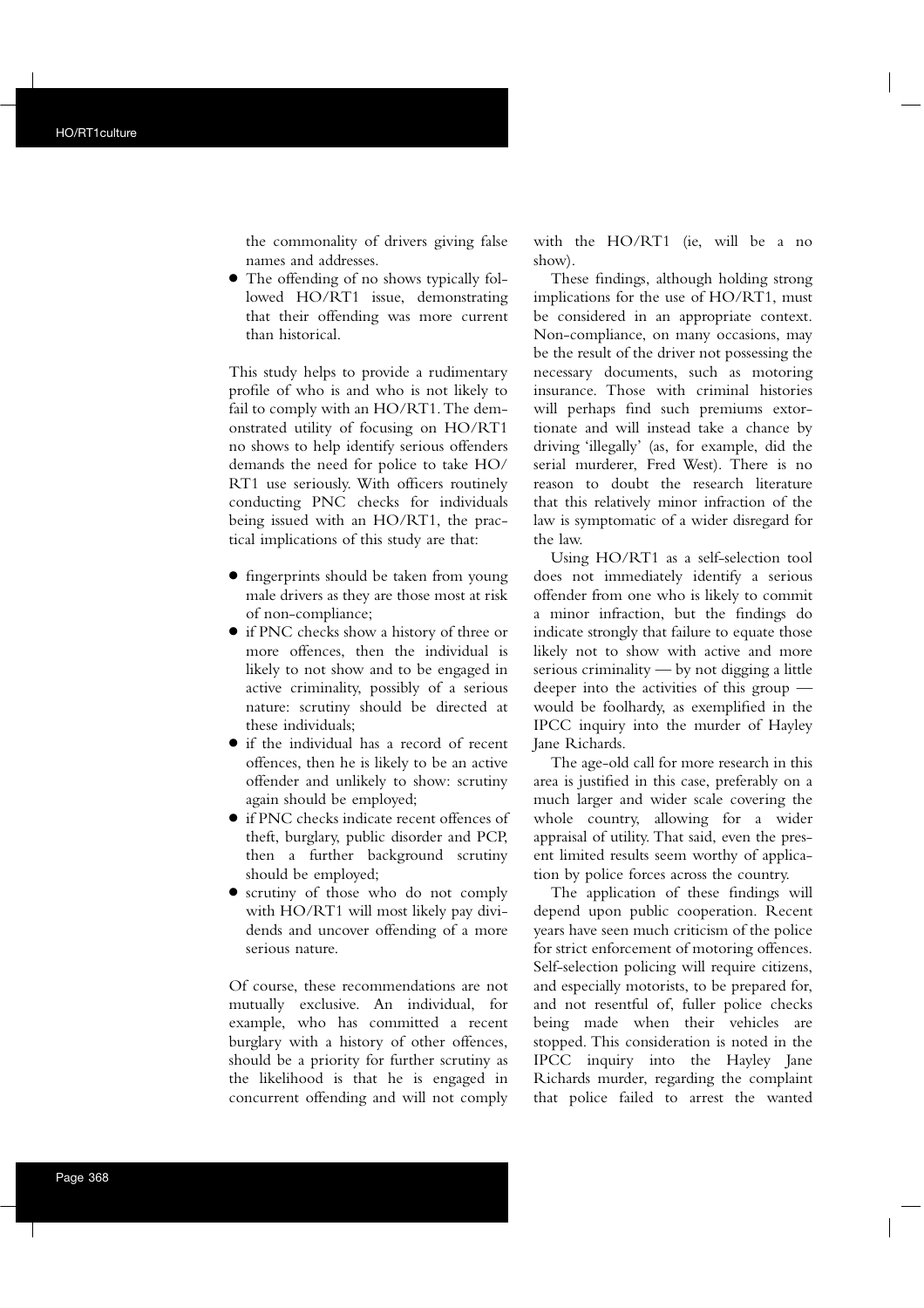the commonality of drivers giving false names and addresses.

- The offending of no shows typically followed HO/RT1 issue, demonstrating that their offending was more current than historical.

This study helps to provide a rudimentary profile of who is and who is not likely to fail to comply with an HO/RT1. The demonstrated utility of focusing on HO/RT1 no shows to help identify serious offenders demands the need for police to take HO/RT1 use seriously. With officers routinely conducting PNC checks for individuals being issued with an HO/RT1, the practical implications of this study are that:

- fingerprints should be taken from young male drivers as they are those most at risk of non-compliance;
- if PNC checks show a history of three or more offences, then the individual is likely to not show and to be engaged in active criminality, possibly of a serious nature: scrutiny should be directed at these individuals;
- if the individual has a record of recent offences, then he is likely to be an active offender and unlikely to show: scrutiny again should be employed;
- if PNC checks indicate recent offences of theft, burglary, public disorder and PCP, then a further background scrutiny should be employed;
- scrutiny of those who do not comply with HO/RT1 will most likely pay dividends and uncover offending of a more serious nature.

Of course, these recommendations are not mutually exclusive. An individual, for example, who has committed a recent burglary with a history of other offences, should be a priority for further scrutiny as the likelihood is that he is engaged in concurrent offending and will not comply with the HO/RT1 (ie, will be a no show).

These findings, although holding strong implications for the use of HO/RT1, must be considered in an appropriate context. Non-compliance, on many occasions, may be the result of the driver not possessing the necessary documents, such as motoring insurance. Those with criminal histories will perhaps find such premiums extortionate and will instead take a chance by driving 'illegally' (as, for example, did the serial murderer, Fred West). There is no reason to doubt the research literature that this relatively minor infraction of the law is symptomatic of a wider disregard for the law.

Using HO/RT1 as a self-selection tool does not immediately identify a serious offender from one who is likely to commit a minor infraction, but the findings do indicate strongly that failure to equate those likely not to show with active and more serious criminality — by not digging a little deeper into the activities of this group — would be foolhardy, as exemplified in the IPCC inquiry into the murder of Hayley Jane Richards.

The age-old call for more research in this area is justified in this case, preferably on a much larger and wider scale covering the whole country, allowing for a wider appraisal of utility. That said, even the present limited results seem worthy of application by police forces across the country.

The application of these findings will depend upon public cooperation. Recent years have seen much criticism of the police for strict enforcement of motoring offences. Self-selection policing will require citizens, and especially motorists, to be prepared for, and not resentful of, fuller police checks being made when their vehicles are stopped. This consideration is noted in the IPCC inquiry into the Hayley Jane Richards murder, regarding the complaint that police failed to arrest the wanted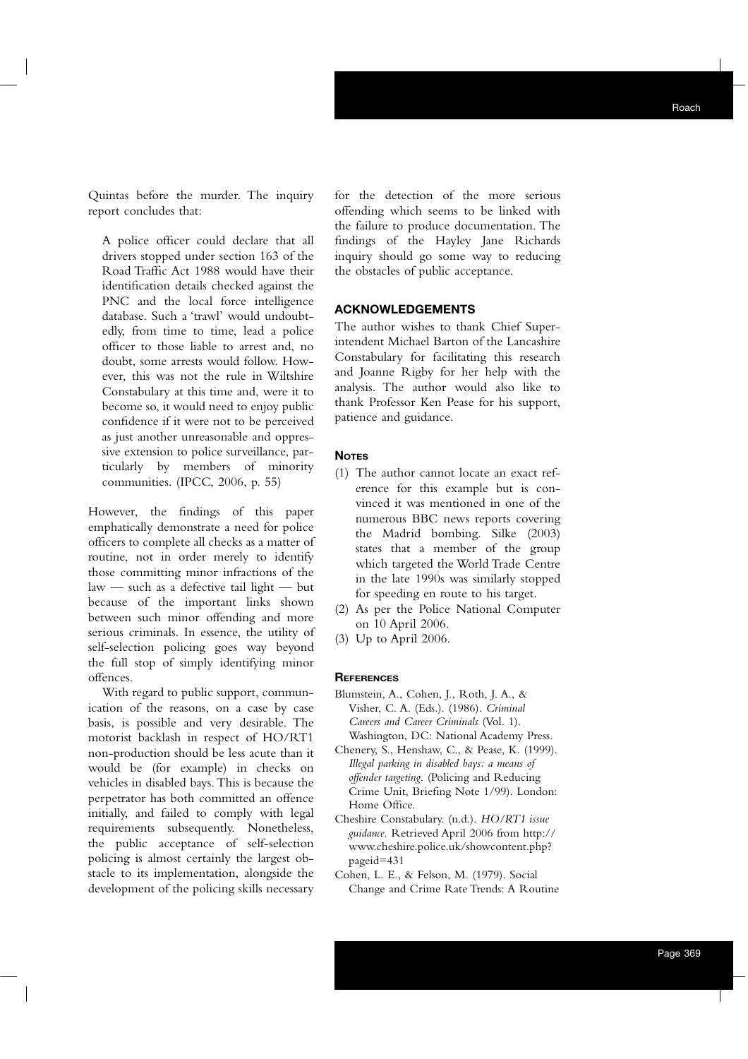Quintas before the murder. The inquiry report concludes that:

> A police officer could declare that all drivers stopped under section 163 of the Road Traffic Act 1988 would have their identification details checked against the PNC and the local force intelligence database. Such a 'trawl' would undoubtedly, from time to time, lead a police officer to those liable to arrest and, no doubt, some arrests would follow. However, this was not the rule in Wiltshire Constabulary at this time and, were it to become so, it would need to enjoy public confidence if it were not to be perceived as just another unreasonable and oppressive extension to police surveillance, particularly by members of minority communities. (IPCC, 2006, p. 55)

However, the findings of this paper emphatically demonstrate a need for police officers to complete all checks as a matter of routine, not in order merely to identify those committing minor infractions of the law — such as a defective tail light — but because of the important links shown between such minor offending and more serious criminals. In essence, the utility of self-selection policing goes way beyond the full stop of simply identifying minor offences.

With regard to public support, communication of the reasons, on a case by case basis, is possible and very desirable. The motorist backlash in respect of HO/RT1 non-production should be less acute than it would be (for example) in checks on vehicles in disabled bays. This is because the perpetrator has both committed an offence initially, and failed to comply with legal requirements subsequently. Nonetheless, the public acceptance of self-selection policing is almost certainly the largest obstacle to its implementation, alongside the development of the policing skills necessary for the detection of the more serious offending which seems to be linked with the failure to produce documentation. The findings of the Hayley Jane Richards inquiry should go some way to reducing the obstacles of public acceptance.

## ACKNOWLEDGEMENTS

The author wishes to thank Chief Superintendent Michael Barton of the Lancashire Constabulary for facilitating this research and Joanne Rigby for her help with the analysis. The author would also like to thank Professor Ken Pease for his support, patience and guidance.

## NOTES

(1) The author cannot locate an exact reference for this example but is convinced it was mentioned in one of the numerous BBC news reports covering the Madrid bombing. Silke (2003) states that a member of the group which targeted the World Trade Centre in the late 1990s was similarly stopped for speeding en route to his target.

(2) As per the Police National Computer on 10 April 2006.

(3) Up to April 2006.

## REFERENCES

Blumstein, A., Cohen, J., Roth, J. A., & Visher, C. A. (Eds.). (1986). *Criminal Careers and Career Criminals* (Vol. 1). Washington, DC: National Academy Press.

Chenery, S., Henshaw, C., & Pease, K. (1999). *Illegal parking in disabled bays: a means of offender targeting*. (Policing and Reducing Crime Unit, Briefing Note 1/99). London: Home Office.

Cheshire Constabulary. (n.d.). *HO/RT1 issue guidance*. Retrieved April 2006 from http://www.cheshire.police.uk/showcontent.php?pageid=431

Cohen, L. E., & Felson, M. (1979). Social Change and Crime Rate Trends: A Routine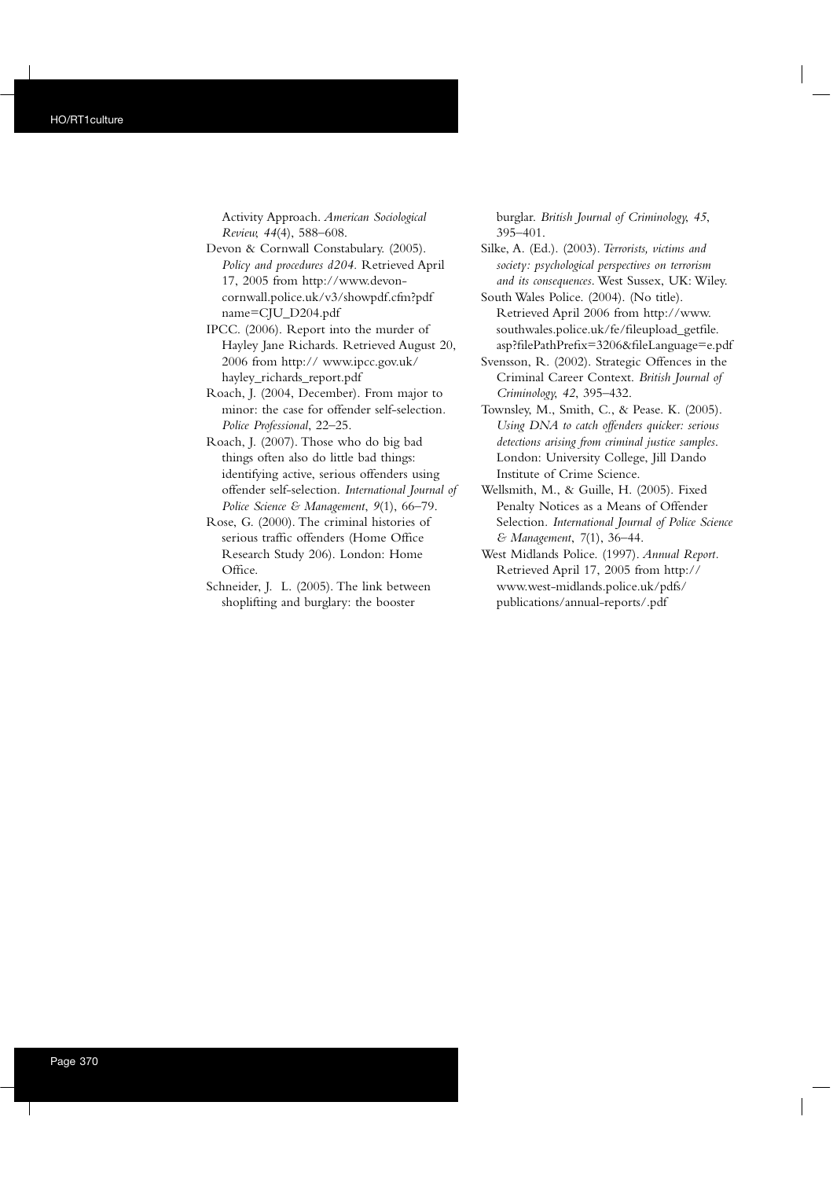Activity Approach. *American Sociological Review, 44*(4), 588–608.

Devon & Cornwall Constabulary. (2005). *Policy and procedures d204*. Retrieved April 17, 2005 from http://www.devon-cornwall.police.uk/v3/showpdf.cfm?pdf name=CJU_D204.pdf

IPCC. (2006). Report into the murder of Hayley Jane Richards. Retrieved August 20, 2006 from http:// www.ipcc.gov.uk/ hayley_richards_report.pdf

Roach, J. (2004, December). From major to minor: the case for offender self-selection. *Police Professional*, 22–25.

Roach, J. (2007). Those who do big bad things often also do little bad things: identifying active, serious offenders using offender self-selection. *International Journal of Police Science & Management*, *9*(1), 66–79.

Rose, G. (2000). The criminal histories of serious traffic offenders (Home Office Research Study 206). London: Home Office.

Schneider, J. L. (2005). The link between shoplifting and burglary: the booster burglar. *British Journal of Criminology, 45*, 395–401.

Silke, A. (Ed.). (2003). *Terrorists, victims and society: psychological perspectives on terrorism and its consequences*. West Sussex, UK: Wiley.

South Wales Police. (2004). (No title). Retrieved April 2006 from http://www. southwales.police.uk/fe/fileupload_getfile. asp?filePathPrefix=3206&fileLanguage=e.pdf

Svensson, R. (2002). Strategic Offences in the Criminal Career Context. *British Journal of Criminology, 42*, 395–432.

Townsley, M., Smith, C., & Pease. K. (2005). *Using DNA to catch offenders quicker: serious detections arising from criminal justice samples*. London: University College, Jill Dando Institute of Crime Science.

Wellsmith, M., & Guille, H. (2005). Fixed Penalty Notices as a Means of Offender Selection. *International Journal of Police Science & Management*, 7(1), 36–44.

West Midlands Police. (1997). *Annual Report*. Retrieved April 17, 2005 from http:// www.west-midlands.police.uk/pdfs/ publications/annual-reports/.pdf